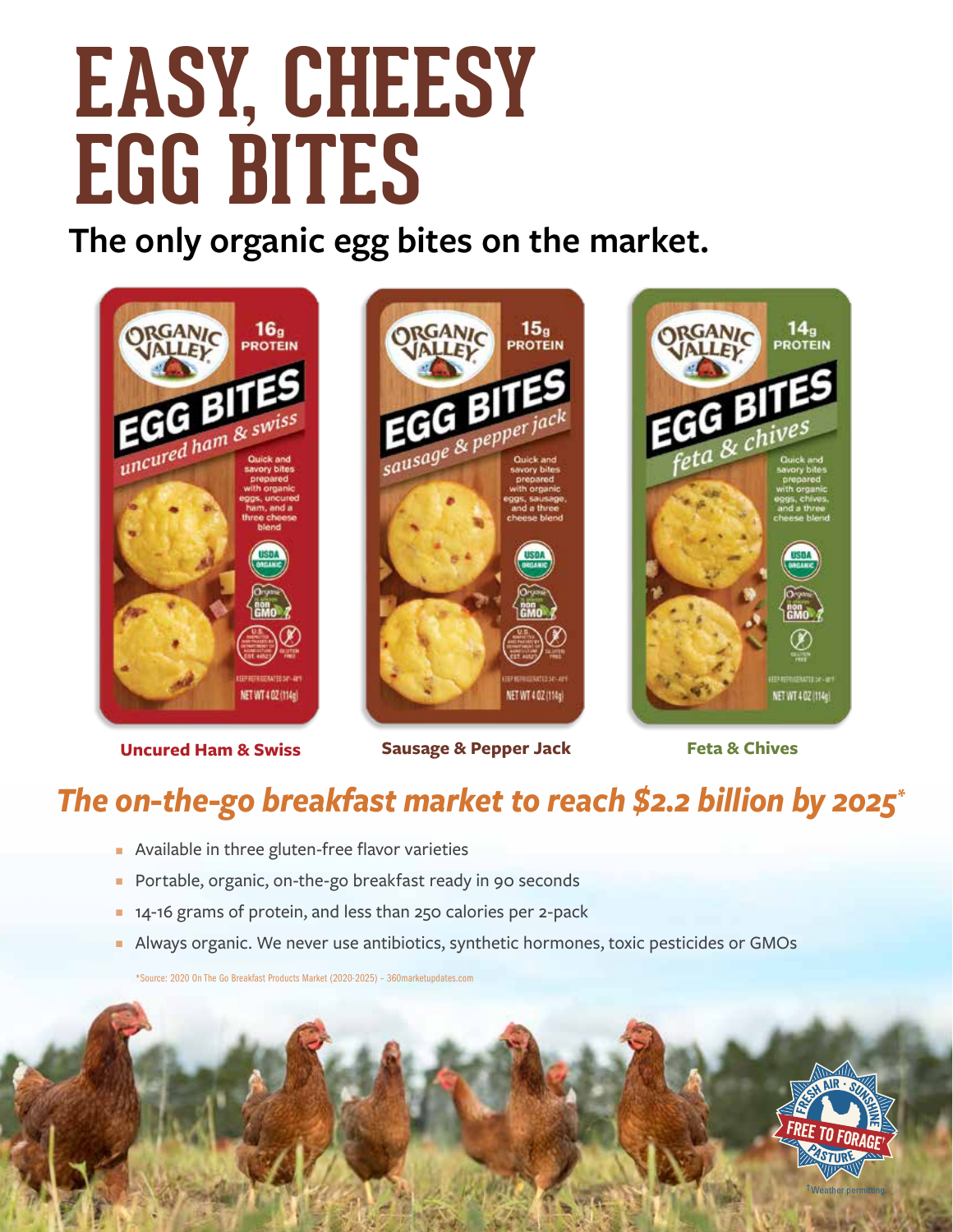# EASY, CHEESY EGG BITES

## The only organic egg bites on the market.

**Uncured Ham & Swiss** | **Sausage & Pepper Jack** | **Feta & Chives**

### *The on-the-go breakfast market to reach $2.2 billion by 2025\**

- Available in three gluten-free flavor varieties
- Portable, organic, on-the-go breakfast ready in 90 seconds
- 14-16 grams of protein, and less than 250 calories per 2-pack
- Always organic. We never use antibiotics, synthetic hormones, toxic pesticides or GMOs

\*Source: 2020 On The Go Breakfast Products Market (2020-2025) - 360marketupdates.com

FRESH AIR · SUNSHINE · FREE TO FORAGE† · PASTURE

†Weather permitting.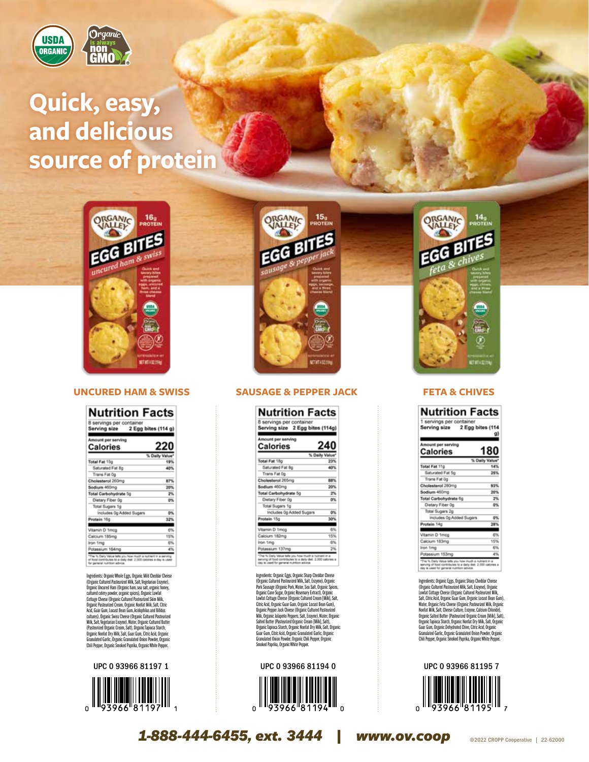# Quick, easy, and delicious source of protein

## UNCURED HAM & SWISS

**Nutrition Facts**

8 servings per container
Serving size 2 Egg bites (114 g)

| Amount per serving | |
|---|---|
| **Calories** | **220** |
| | % Daily Value* |
| Total Fat 15g | 19% |
| Saturated Fat 8g | 40% |
| Trans Fat 0g | |
| Cholesterol 260mg | 87% |
| Sodium 460mg | 20% |
| Total Carbohydrate 5g | 2% |
| Dietary Fiber 0g | 0% |
| Total Sugars 1g | |
| Includes 0g Added Sugars | 0% |
| Protein 16g | 32% |
| Vitamin D 1mcg | 6% |
| Calcium 185mg | 15% |
| Iron 1mg | 6% |
| Potassium 164mg | 4% |

*The % Daily Value tells you how much a nutrient in a serving of food contributes to a daily diet. 2,000 calories a day is used for general nutrition advice.

Ingredients: Organic Whole Eggs, Organic Mild Cheddar Cheese (Organic Cultured Pasteurized Milk, Salt, Vegetarian Enzyme), Organic Uncured Ham (Organic ham, sea salt, organic honey, cultured celery powder, organic spices), Organic Lowfat Cottage Cheese (Organic Cultured Pasteurized Skim Milk, Organic Pasteurized Cream, Organic Nonfat Milk, Salt, Citric Acid, Guar Gum, Locust Bean Gum, Acidophilus and Bifidus cultures), Organic Swiss Cheese (Organic Cultured Pasteurized Milk, Salt, Vegetarian Enzyme), Water, Organic Cultured Butter (Pasteurized Organic Cream, Salt), Organic Tapioca Starch, Organic Nonfat Dry Milk, Salt, Guar Gum, Citric Acid, Organic Granulated Garlic, Organic Granulated Onion Powder, Organic Chili Pepper, Organic Smoked Paprika, Organic White Pepper.

UPC 0 93966 81197 1

## SAUSAGE & PEPPER JACK

**Nutrition Facts**

8 servings per container
Serving size 2 Egg bites (114g)

| Amount per serving | |
|---|---|
| **Calories** | **240** |
| | % Daily Value* |
| Total Fat 18g | 23% |
| Saturated Fat 8g | 40% |
| Trans Fat 0g | |
| Cholesterol 265mg | 88% |
| Sodium 460mg | 20% |
| Total Carbohydrate 5g | 2% |
| Dietary Fiber 0g | 0% |
| Total Sugars 1g | |
| Includes 0g Added Sugars | 0% |
| Protein 15g | 30% |
| Vitamin D 1mcg | 6% |
| Calcium 182mg | 15% |
| Iron 1mg | 6% |
| Potassium 137mg | 2% |

*The % Daily Value tells you how much a nutrient in a serving of food contributes to a daily diet. 2,000 calories a day is used for general nutrition advice.

Ingredients: Organic Eggs, Organic Sharp Cheddar Cheese (Organic Cultured Pasteurized Milk, Salt, Enzyme), Organic Pork Sausage (Organic Pork, Water, Sea Salt, Organic Spices, Organic Cane Sugar, Organic Rosemary Extract), Organic Lowfat Cottage Cheese (Organic Cultured Cream [Milk], Salt, Citric Acid, Organic Guar Gum, Organic Locust Bean Gum), Organic Pepper Jack Cheese (Organic Cultured Pasteurized Milk, Organic Jalapeño Peppers, Salt, Enzyme), Water, Organic Salted Butter (Pasteurized Organic Cream [Milk], Salt), Organic Tapioca Starch, Organic Nonfat Dry Milk, Salt, Organic Guar Gum, Citric Acid, Organic Granulated Garlic, Organic Granulated Onion Powder, Organic Chili Pepper, Organic Smoked Paprika, Organic White Pepper.

UPC 0 93966 81194 0

## FETA & CHIVES

**Nutrition Facts**

1 servings per container
Serving size 2 Egg bites (114 g)

| Amount per serving | |
|---|---|
| **Calories** | **180** |
| | % Daily Value* |
| Total Fat 11g | 14% |
| Saturated Fat 5g | 25% |
| Trans Fat 0g | |
| Cholesterol 280mg | 93% |
| Sodium 460mg | 20% |
| Total Carbohydrate 6g | 2% |
| Dietary Fiber 0g | 0% |
| Total Sugars 2g | |
| Includes 0g Added Sugars | 0% |
| Protein 14g | 28% |
| Vitamin D 1mcg | 6% |
| Calcium 183mg | 15% |
| Iron 1mg | 6% |
| Potassium 153mg | 4% |

*The % Daily Value tells you how much a nutrient in a serving of food contributes to a daily diet. 2,000 calories a day is used for general nutrition advice.

Ingredients: Organic Eggs, Organic Sharp Cheddar Cheese (Organic Cultured Pasteurized Milk, Salt, Enzyme), Organic Lowfat Cottage Cheese (Organic Cultured Pasteurized Milk, Salt, Citric Acid, Organic Guar Gum, Organic Locust Bean Gum), Water, Organic Feta Cheese (Organic Pasteurized Milk, Organic Nonfat Milk, Salt, Cheese Culture, Enzyme, Calcium Chloride), Organic Salted Butter (Pasteurized Organic Cream [Milk], Salt), Organic Tapioca Starch, Organic Nonfat Dry Milk, Salt, Organic Guar Gum, Organic Dehydrated Chive, Citric Acid, Organic Granulated Garlic, Organic Granulated Onion Powder, Organic Chili Pepper, Organic Smoked Paprika, Organic White Pepper.

UPC 0 93966 81195 7

*1-888-444-6455, ext. 3444* | *www.ov.coop*

©2022 CROPP Cooperative | 22-62000